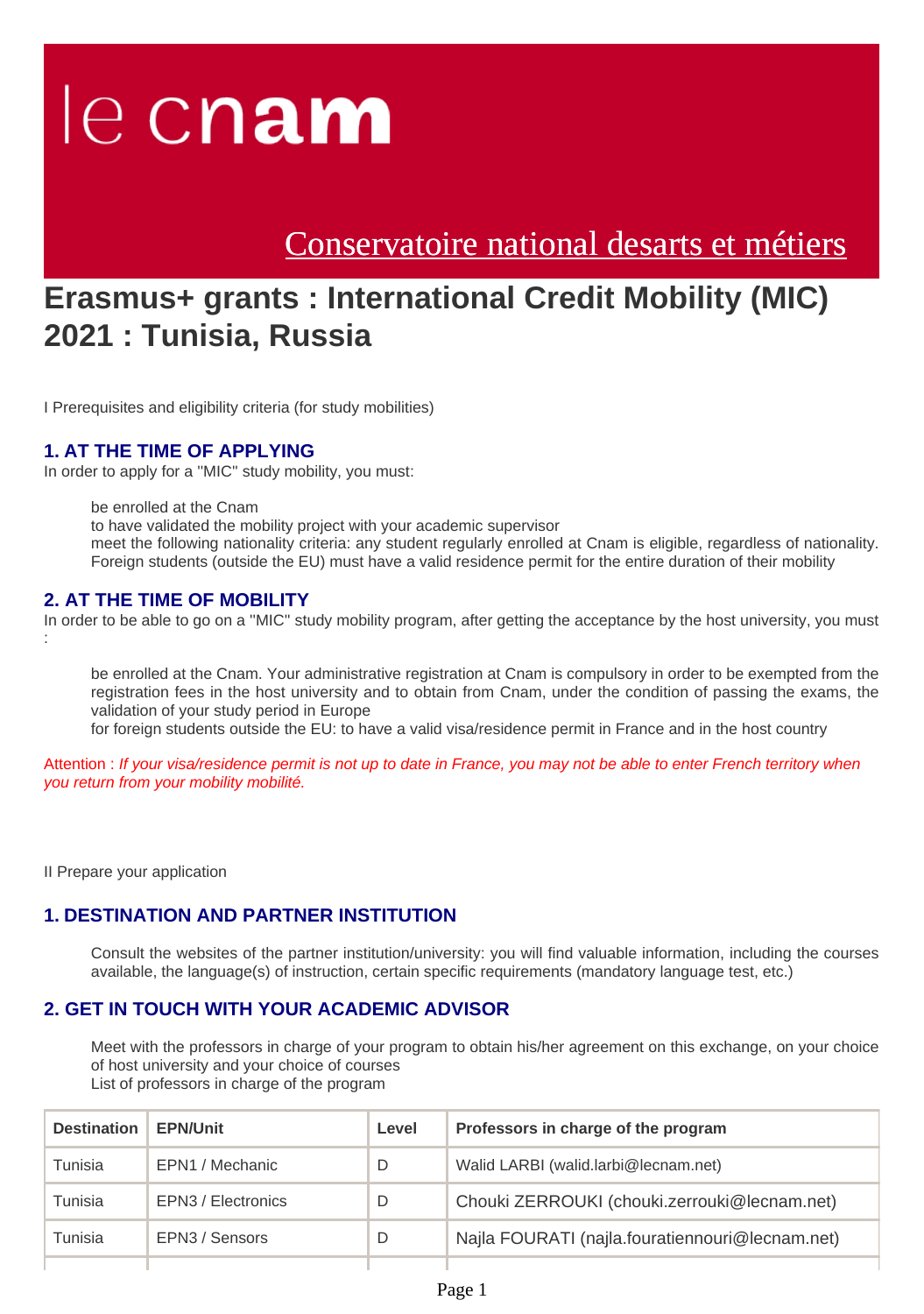le cnam

Conservatoire national desarts et métiers

# Erasmus+ grants : International Credit Mobility (MIC) 2021 : Tunisia, Russia

I Prerequisites and eligibility criteria (for study mobilities)

## 1. AT THE TIME OF APPLYING

In order to apply for a "MIC" study mobility, you must:

- be enrolled at the Cnam
- to have validated the mobility project with your academic supervisor
- meet the following nationality criteria: any student regularly enrolled at Cnam is eligible, regardless of nationality. Foreign students (outside the EU) must have a valid residence permit for the entire duration of their mobility

## 2. AT THE TIME OF MOBILITY

In order to be able to go on a "MIC" study mobility program, after getting the acceptance by the host university, you must :

- be enrolled at the Cnam. Your administrative registration at Cnam is compulsory in order to be exempted from the registration fees in the host university and to obtain from Cnam, under the condition of passing the exams, the validation of your study period in Europe
- for foreign students outside the EU: to have a valid visa/residence permit in France and in the host country

Attention : *If your visa/residence permit is not up to date in France, you may not be able to enter French territory when you return from your mobility mobilité.*

II Prepare your application

## 1. DESTINATION AND PARTNER INSTITUTION

Consult the websites of the partner institution/university: you will find valuable information, including the courses available, the language(s) of instruction, certain specific requirements (mandatory language test, etc.)

## 2. GET IN TOUCH WITH YOUR ACADEMIC ADVISOR

Meet with the professors in charge of your program to obtain his/her agreement on this exchange, on your choice of host university and your choice of courses

List of professors in charge of the program

| Destination | EPN/Unit | Level | Professors in charge of the program |
|---|---|---|---|
| Tunisia | EPN1 / Mechanic | D | Walid LARBI (walid.larbi@lecnam.net) |
| Tunisia | EPN3 / Electronics | D | Chouki ZERROUKI (chouki.zerrouki@lecnam.net) |
| Tunisia | EPN3 / Sensors | D | Najla FOURATI (najla.fouratiennouri@lecnam.net) |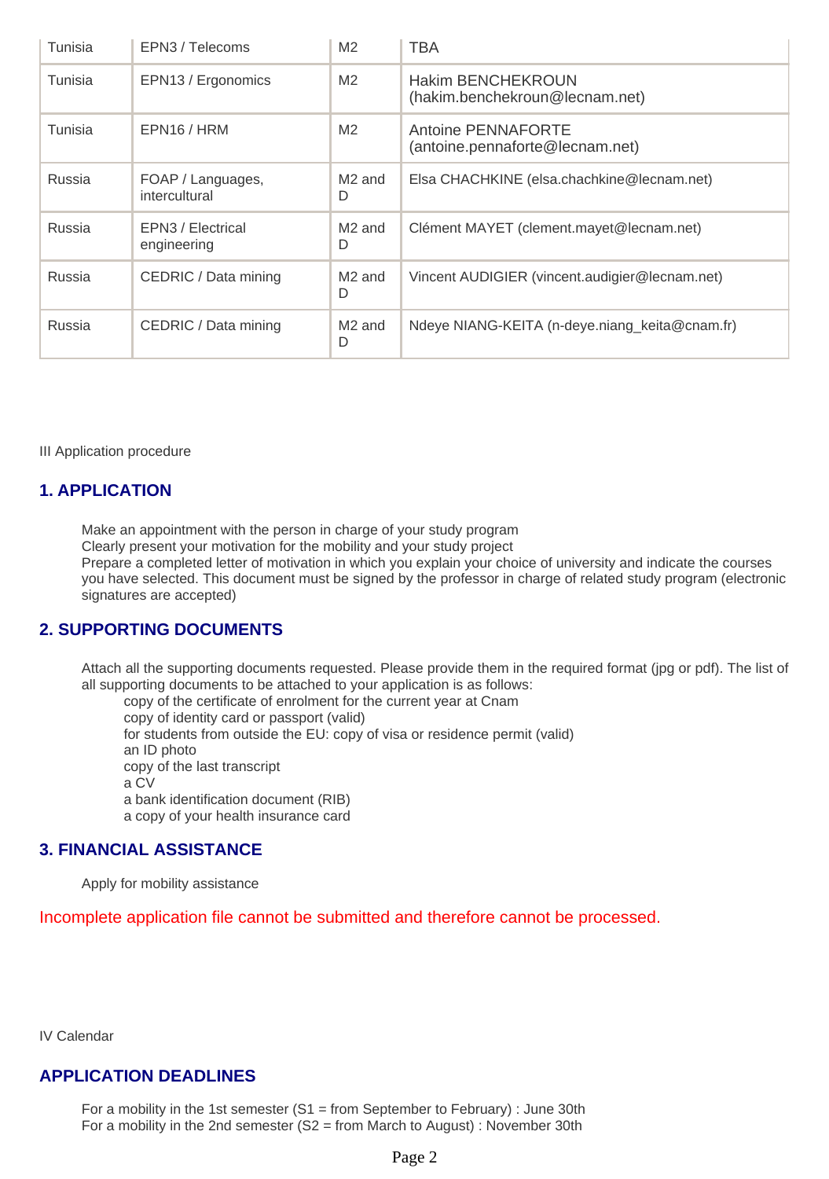| Tunisia | EPN3 / Telecoms | M2 | TBA |
|---|---|---|---|
| Tunisia | EPN13 / Ergonomics | M2 | Hakim BENCHEKROUN (hakim.benchekroun@lecnam.net) |
| Tunisia | EPN16 / HRM | M2 | Antoine PENNAFORTE (antoine.pennaforte@lecnam.net) |
| Russia | FOAP / Languages, intercultural | M2 and D | Elsa CHACHKINE (elsa.chachkine@lecnam.net) |
| Russia | EPN3 / Electrical engineering | M2 and D | Clément MAYET (clement.mayet@lecnam.net) |
| Russia | CEDRIC / Data mining | M2 and D | Vincent AUDIGIER (vincent.audigier@lecnam.net) |
| Russia | CEDRIC / Data mining | M2 and D | Ndeye NIANG-KEITA (n-deye.niang_keita@cnam.fr) |

III Application procedure

## 1. APPLICATION

Make an appointment with the person in charge of your study program
Clearly present your motivation for the mobility and your study project
Prepare a completed letter of motivation in which you explain your choice of university and indicate the courses you have selected. This document must be signed by the professor in charge of related study program (electronic signatures are accepted)

## 2. SUPPORTING DOCUMENTS

Attach all the supporting documents requested. Please provide them in the required format (jpg or pdf). The list of all supporting documents to be attached to your application is as follows:

- copy of the certificate of enrolment for the current year at Cnam
- copy of identity card or passport (valid)
- for students from outside the EU: copy of visa or residence permit (valid)
- an ID photo
- copy of the last transcript
- a CV
- a bank identification document (RIB)
- a copy of your health insurance card

## 3. FINANCIAL ASSISTANCE

Apply for mobility assistance

Incomplete application file cannot be submitted and therefore cannot be processed.

IV Calendar

## APPLICATION DEADLINES

For a mobility in the 1st semester (S1 = from September to February) : June 30th
For a mobility in the 2nd semester (S2 = from March to August) : November 30th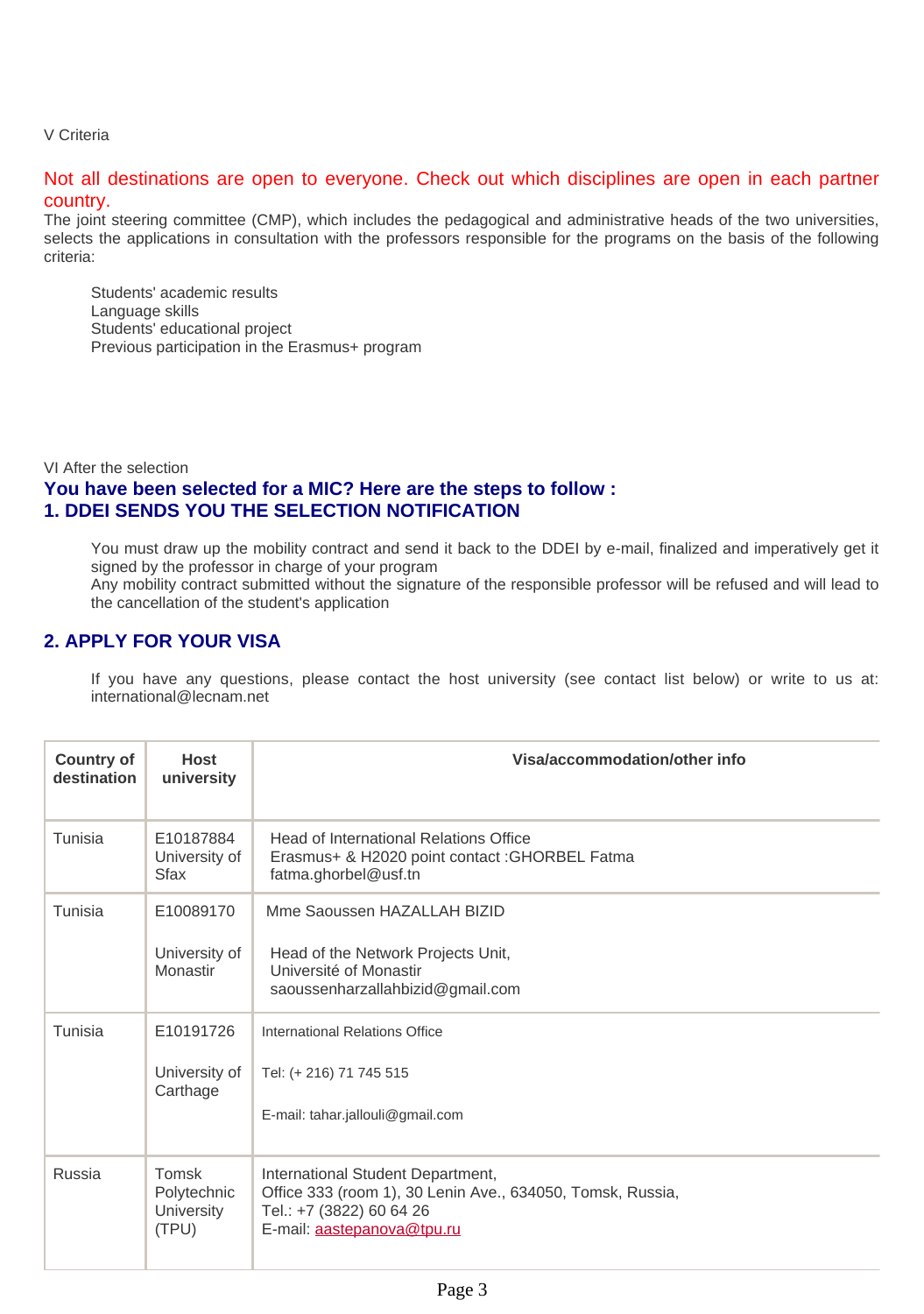V Criteria

Not all destinations are open to everyone. Check out which disciplines are open in each partner country.

The joint steering committee (CMP), which includes the pedagogical and administrative heads of the two universities, selects the applications in consultation with the professors responsible for the programs on the basis of the following criteria:

- Students' academic results
- Language skills
- Students' educational project
- Previous participation in the Erasmus+ program

VI After the selection

## You have been selected for a MIC? Here are the steps to follow :

## 1. DDEI SENDS YOU THE SELECTION NOTIFICATION

You must draw up the mobility contract and send it back to the DDEI by e-mail, finalized and imperatively get it signed by the professor in charge of your program

Any mobility contract submitted without the signature of the responsible professor will be refused and will lead to the cancellation of the student's application

## 2. APPLY FOR YOUR VISA

If you have any questions, please contact the host university (see contact list below) or write to us at: international@lecnam.net

| Country of destination | Host university | Visa/accommodation/other info |
|---|---|---|
| Tunisia | E10187884 University of Sfax | Head of International Relations Office<br>Erasmus+ & H2020 point contact :GHORBEL Fatma<br>fatma.ghorbel@usf.tn |
| Tunisia | E10089170<br><br>University of Monastir | Mme Saoussen HAZALLAH BIZID<br><br>Head of the Network Projects Unit,<br>Université of Monastir<br>saoussenharzallahbizid@gmail.com |
| Tunisia | E10191726<br><br>University of Carthage | International Relations Office<br><br>Tel: (+ 216) 71 745 515<br><br>E-mail: tahar.jallouli@gmail.com |
| Russia | Tomsk Polytechnic University (TPU) | International Student Department,<br>Office 333 (room 1), 30 Lenin Ave., 634050, Tomsk, Russia,<br>Tel.: +7 (3822) 60 64 26<br>E-mail: aastepanova@tpu.ru |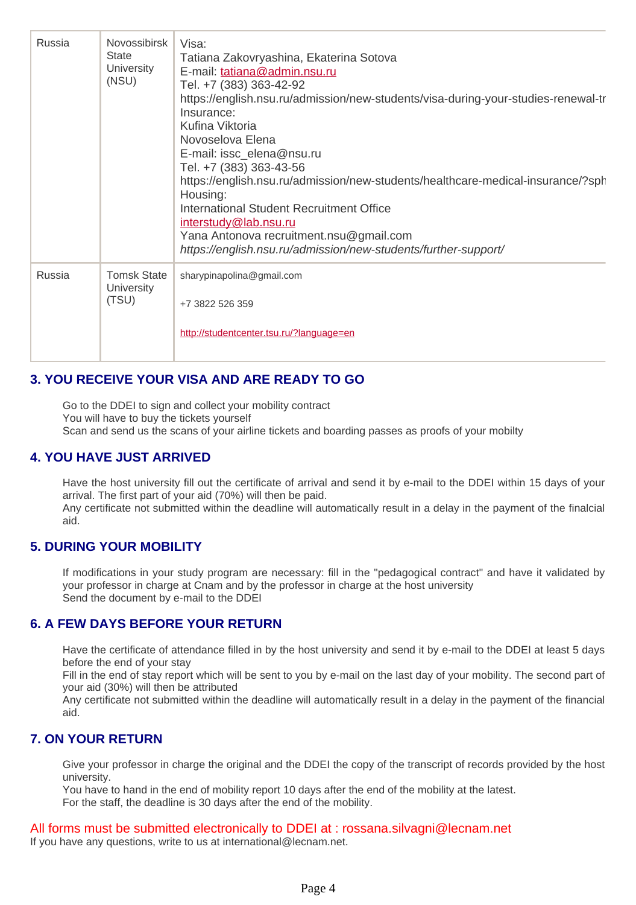| Russia | Novossibirsk State University (NSU) | Visa:<br>Tatiana Zakovryashina, Ekaterina Sotova<br>E-mail: tatiana@admin.nsu.ru<br>Tel. +7 (383) 363-42-92<br>https://english.nsu.ru/admission/new-students/visa-during-your-studies-renewal-tr<br>Insurance:<br>Kufina Viktoria<br>Novoselova Elena<br>E-mail: issc_elena@nsu.ru<br>Tel. +7 (383) 363-43-56<br>https://english.nsu.ru/admission/new-students/healthcare-medical-insurance/?sph<br>Housing:<br>International Student Recruitment Office<br>interstudy@lab.nsu.ru<br>Yana Antonova recruitment.nsu@gmail.com<br>*https://english.nsu.ru/admission/new-students/further-support/* |
|---|---|---|
| Russia | Tomsk State University (TSU) | sharypinapolina@gmail.com<br><br>+7 3822 526 359<br><br>http://studentcenter.tsu.ru/?language=en |

## 3. YOU RECEIVE YOUR VISA AND ARE READY TO GO

Go to the DDEI to sign and collect your mobility contract
You will have to buy the tickets yourself
Scan and send us the scans of your airline tickets and boarding passes as proofs of your mobilty

## 4. YOU HAVE JUST ARRIVED

Have the host university fill out the certificate of arrival and send it by e-mail to the DDEI within 15 days of your arrival. The first part of your aid (70%) will then be paid.
Any certificate not submitted within the deadline will automatically result in a delay in the payment of the finalcial aid.

## 5. DURING YOUR MOBILITY

If modifications in your study program are necessary: fill in the "pedagogical contract" and have it validated by your professor in charge at Cnam and by the professor in charge at the host university
Send the document by e-mail to the DDEI

## 6. A FEW DAYS BEFORE YOUR RETURN

Have the certificate of attendance filled in by the host university and send it by e-mail to the DDEI at least 5 days before the end of your stay
Fill in the end of stay report which will be sent to you by e-mail on the last day of your mobility. The second part of your aid (30%) will then be attributed
Any certificate not submitted within the deadline will automatically result in a delay in the payment of the financial aid.

## 7. ON YOUR RETURN

Give your professor in charge the original and the DDEI the copy of the transcript of records provided by the host university.
You have to hand in the end of mobility report 10 days after the end of the mobility at the latest.
For the staff, the deadline is 30 days after the end of the mobility.

All forms must be submitted electronically to DDEI at : rossana.silvagni@lecnam.net
If you have any questions, write to us at international@lecnam.net.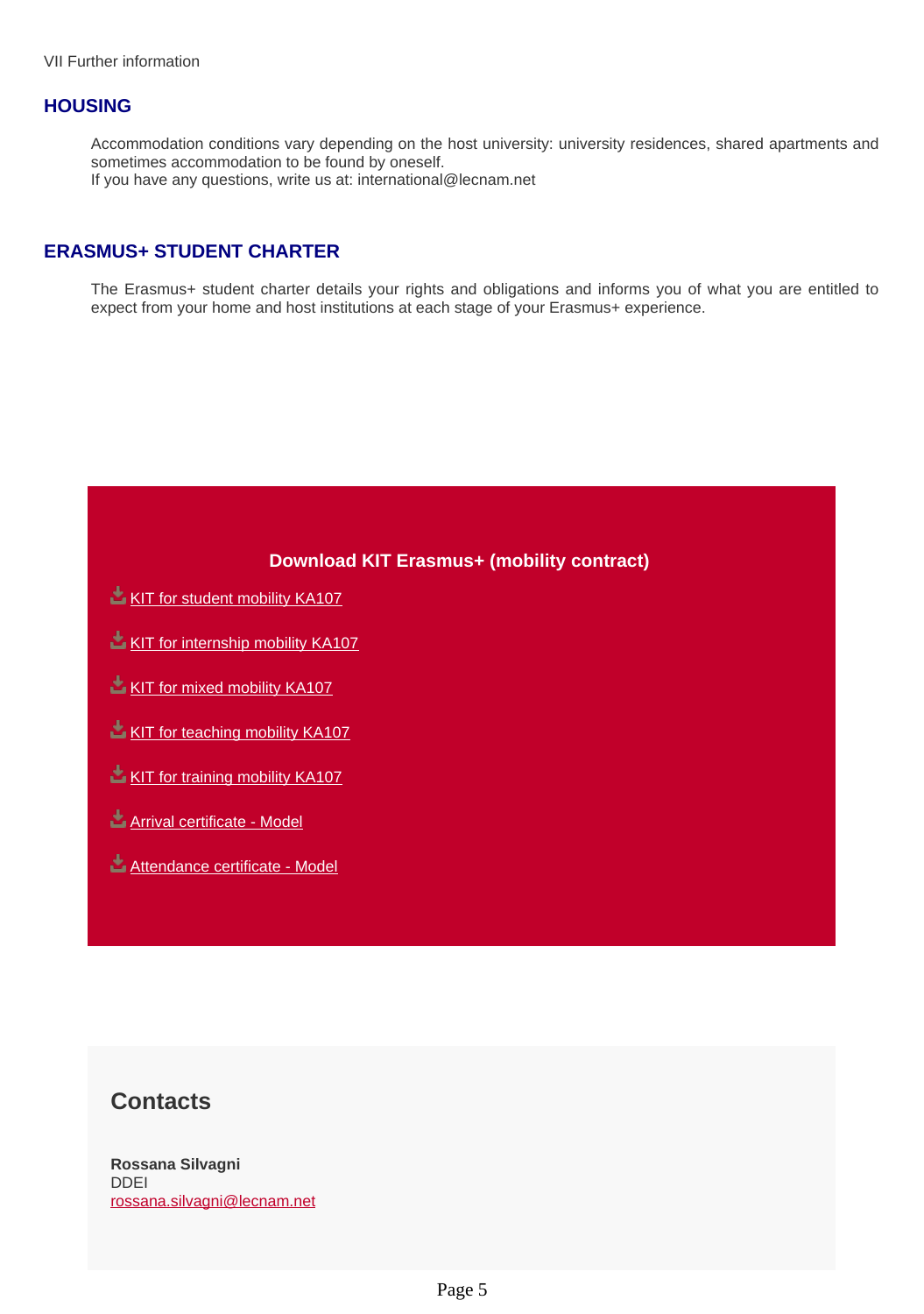VII Further information

## HOUSING

Accommodation conditions vary depending on the host university: university residences, shared apartments and sometimes accommodation to be found by oneself.
If you have any questions, write us at: international@lecnam.net

## ERASMUS+ STUDENT CHARTER

The Erasmus+ student charter details your rights and obligations and informs you of what you are entitled to expect from your home and host institutions at each stage of your Erasmus+ experience.

### Download KIT Erasmus+ (mobility contract)

- KIT for student mobility KA107
- KIT for internship mobility KA107
- KIT for mixed mobility KA107
- KIT for teaching mobility KA107
- KIT for training mobility KA107
- Arrival certificate - Model
- Attendance certificate - Model

## Contacts

**Rossana Silvagni**
DDEI
rossana.silvagni@lecnam.net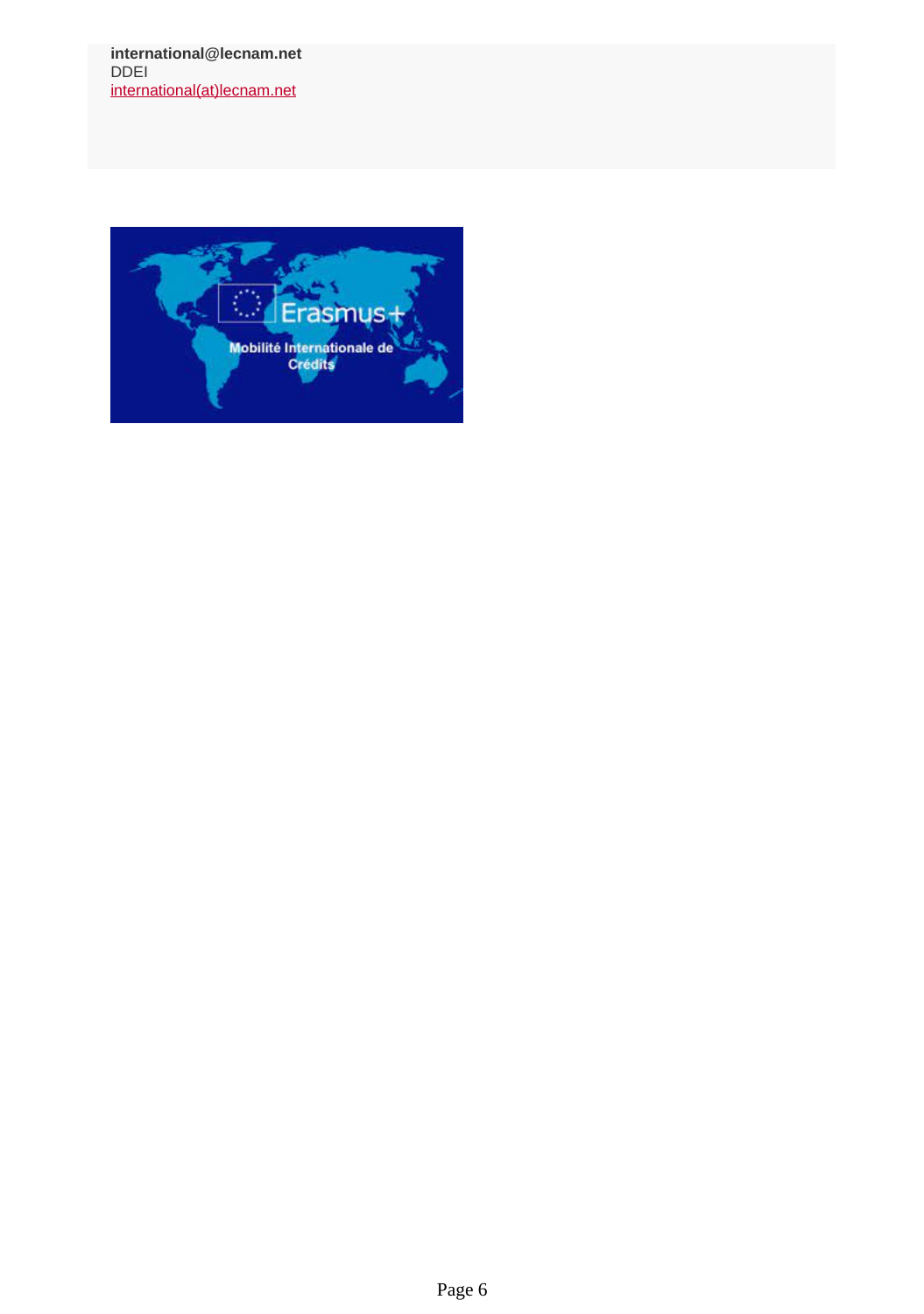**international@lecnam.net**
DDEI
international(at)lecnam.net